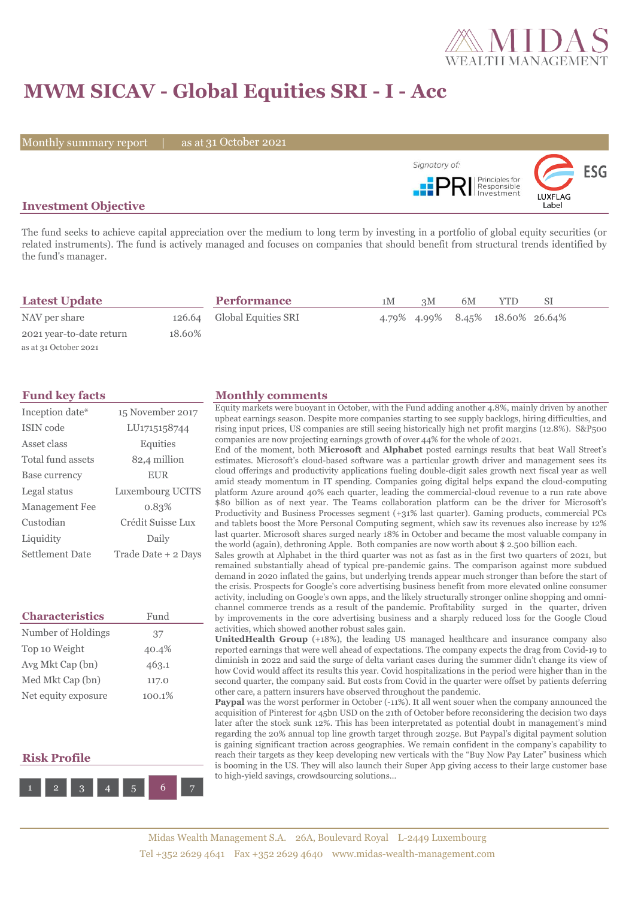# MWM SICAV - Global Equities SRI - I - Acc

Monthly summary report | as at 31 October 2021

Signatory of: PRI Principles for Responsible Investment

LUXFLAG ESG Label

## Investment Objective

The fund seeks to achieve capital appreciation over the medium to long term by investing in a portfolio of global equity securities (or related instruments). The fund is actively managed and focuses on companies that should benefit from structural trends identified by the fund's manager.

## Latest Update

| | |
|---|---|
| NAV per share | 126.64 |
| 2021 year-to-date return | 18.60% |

as at 31 October 2021

## Performance

| | 1M | 3M | 6M | YTD | SI |
|---|---|---|---|---|---|
| Global Equities SRI | 4.79% | 4.99% | 8.45% | 18.60% | 26.64% |

## Fund key facts

| | |
|---|---|
| Inception date* | 15 November 2017 |
| ISIN code | LU1715158744 |
| Asset class | Equities |
| Total fund assets | 82,4 million |
| Base currency | EUR |
| Legal status | Luxembourg UCITS |
| Management Fee | 0.83% |
| Custodian | Crédit Suisse Lux |
| Liquidity | Daily |
| Settlement Date | Trade Date + 2 Days |

## Characteristics

| | Fund |
|---|---|
| Number of Holdings | 37 |
| Top 10 Weight | 40.4% |
| Avg Mkt Cap (bn) | 463.1 |
| Med Mkt Cap (bn) | 117.0 |
| Net equity exposure | 100.1% |

## Risk Profile

1 2 3 4 5 **6** 7

## Monthly comments

Equity markets were buoyant in October, with the Fund adding another 4.8%, mainly driven by another upbeat earnings season. Despite more companies starting to see supply backlogs, hiring difficulties, and rising input prices, US companies are still seeing historically high net profit margins (12.8%). S&P500 companies are now projecting earnings growth of over 44% for the whole of 2021.

End of the moment, both **Microsoft** and **Alphabet** posted earnings results that beat Wall Street's estimates. Microsoft's cloud-based software was a particular growth driver and management sees its cloud offerings and productivity applications fueling double-digit sales growth next fiscal year as well amid steady momentum in IT spending. Companies going digital helps expand the cloud-computing platform Azure around 40% each quarter, leading the commercial-cloud revenue to a run rate above $80 billion as of next year. The Teams collaboration platform can be the driver for Microsoft's Productivity and Business Processes segment (+31% last quarter). Gaming products, commercial PCs and tablets boost the More Personal Computing segment, which saw its revenues also increase by 12% last quarter. Microsoft shares surged nearly 18% in October and became the most valuable company in the world (again), dethroning Apple. Both companies are now worth about $ 2.500 billion each.

Sales growth at Alphabet in the third quarter was not as fast as in the first two quarters of 2021, but remained substantially ahead of typical pre-pandemic gains. The comparison against more subdued demand in 2020 inflated the gains, but underlying trends appear much stronger than before the start of the crisis. Prospects for Google's core advertising business benefit from more elevated online consumer activity, including on Google's own apps, and the likely structurally stronger online shopping and omni-channel commerce trends as a result of the pandemic. Profitability surged in the quarter, driven by improvements in the core advertising business and a sharply reduced loss for the Google Cloud activities, which showed another robust sales gain.

**UnitedHealth Group** (+18%), the leading US managed healthcare and insurance company also reported earnings that were well ahead of expectations. The company expects the drag from Covid-19 to diminish in 2022 and said the surge of delta variant cases during the summer didn't change its view of how Covid would affect its results this year. Covid hospitalizations in the period were higher than in the second quarter, the company said. But costs from Covid in the quarter were offset by patients deferring other care, a pattern insurers have observed throughout the pandemic.

**Paypal** was the worst performer in October (-11%). It all went souer when the company announced the acquisition of Pinterest for 45bn USD on the 21th of October before reconsidering the decision two days later after the stock sunk 12%. This has been interpretated as potential doubt in management's mind regarding the 20% annual top line growth target through 2025e. But Paypal's digital payment solution is gaining significant traction across geographies. We remain confident in the company's capability to reach their targets as they keep developing new verticals with the "Buy Now Pay Later" business which is booming in the US. They will also launch their Super App giving access to their large customer base to high-yield savings, crowdsourcing solutions…

Midas Wealth Management S.A. 26A, Boulevard Royal L-2449 Luxembourg
Tel +352 2629 4641 Fax +352 2629 4640 www.midas-wealth-management.com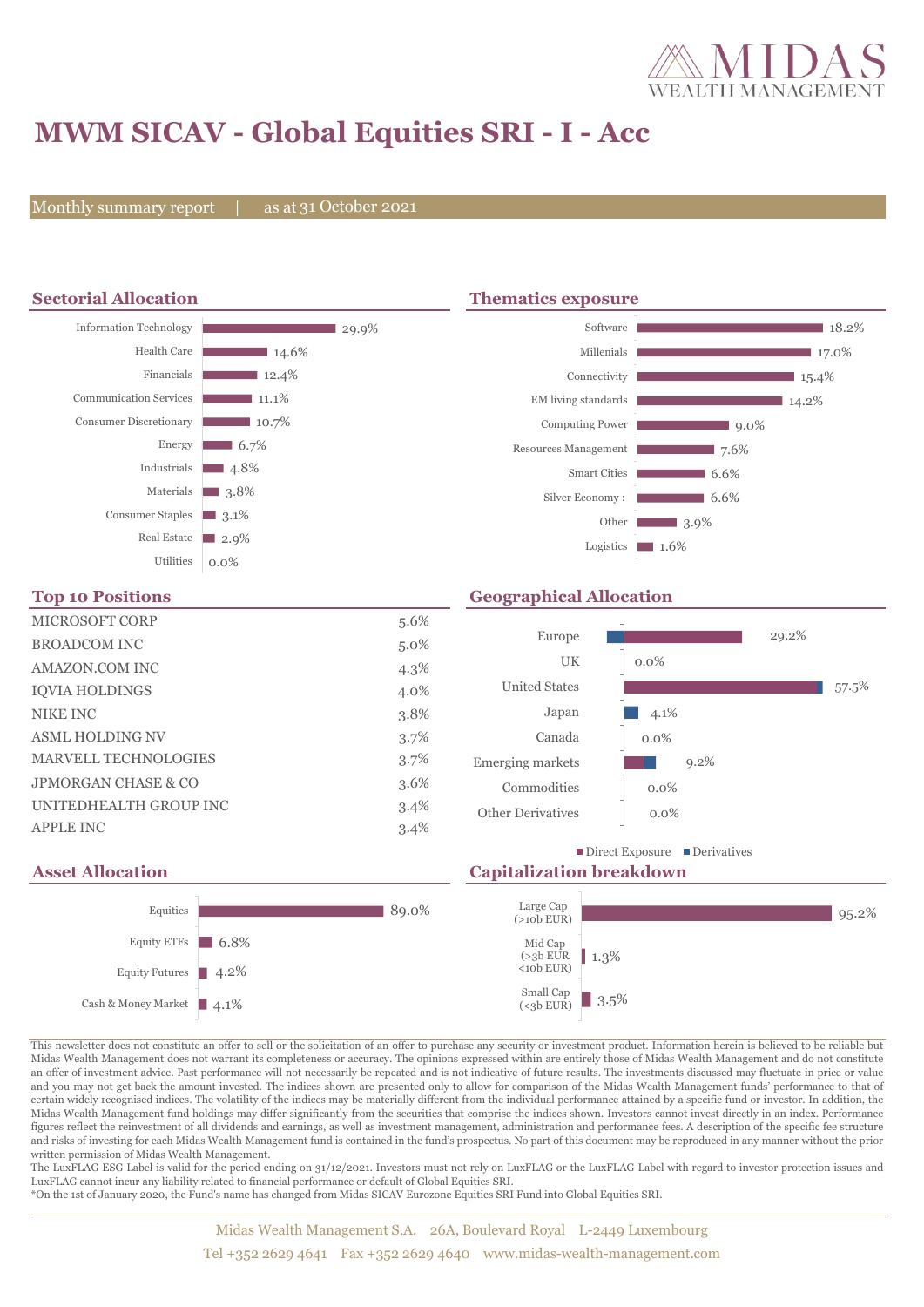# MWM SICAV - Global Equities SRI - I - Acc

Monthly summary report | as at 31 October 2021

## Sectorial Allocation

Information Technology 29.9%
Health Care 14.6%
Financials 12.4%
Communication Services 11.1%
Consumer Discretionary 10.7%
Energy 6.7%
Industrials 4.8%
Materials 3.8%
Consumer Staples 3.1%
Real Estate 2.9%
Utilities 0.0%

## Thematics exposure

Software 18.2%
Millenials 17.0%
Connectivity 15.4%
EM living standards 14.2%
Computing Power 9.0%
Resources Management 7.6%
Smart Cities 6.6%
Silver Economy : 6.6%
Other 3.9%
Logistics 1.6%

## Top 10 Positions

| | |
|---|---|
| MICROSOFT CORP | 5.6% |
| BROADCOM INC | 5.0% |
| AMAZON.COM INC | 4.3% |
| IQVIA HOLDINGS | 4.0% |
| NIKE INC | 3.8% |
| ASML HOLDING NV | 3.7% |
| MARVELL TECHNOLOGIES | 3.7% |
| JPMORGAN CHASE & CO | 3.6% |
| UNITEDHEALTH GROUP INC | 3.4% |
| APPLE INC | 3.4% |

## Geographical Allocation

Europe 29.2%
UK 0.0%
United States 57.5%
Japan 4.1%
Canada 0.0%
Emerging markets 9.2%
Commodities 0.0%
Other Derivatives 0.0%

Direct Exposure / Derivatives

## Asset Allocation

Equities 89.0%
Equity ETFs 6.8%
Equity Futures 4.2%
Cash & Money Market 4.1%

## Capitalization breakdown

Large Cap (>10b EUR) 95.2%
Mid Cap (>3b EUR <10b EUR) 1.3%
Small Cap (<3b EUR) 3.5%

This newsletter does not constitute an offer to sell or the solicitation of an offer to purchase any security or investment product. Information herein is believed to be reliable but Midas Wealth Management does not warrant its completeness or accuracy. The opinions expressed within are entirely those of Midas Wealth Management and do not constitute an offer of investment advice. Past performance will not necessarily be repeated and is not indicative of future results. The investments discussed may fluctuate in price or value and you may not get back the amount invested. The indices shown are presented only to allow for comparison of the Midas Wealth Management funds' performance to that of certain widely recognised indices. The volatility of the indices may be materially different from the individual performance attained by a specific fund or investor. In addition, the Midas Wealth Management fund holdings may differ significantly from the securities that comprise the indices shown. Investors cannot invest directly in an index. Performance figures reflect the reinvestment of all dividends and earnings, as well as investment management, administration and performance fees. A description of the specific fee structure and risks of investing for each Midas Wealth Management fund is contained in the fund's prospectus. No part of this document may be reproduced in any manner without the prior written permission of Midas Wealth Management.

The LuxFLAG ESG Label is valid for the period ending on 31/12/2021. Investors must not rely on LuxFLAG or the LuxFLAG Label with regard to investor protection issues and LuxFLAG cannot incur any liability related to financial performance or default of Global Equities SRI.

*On the 1st of January 2020, the Fund's name has changed from Midas SICAV Eurozone Equities SRI Fund into Global Equities SRI.

Midas Wealth Management S.A. 26A, Boulevard Royal L-2449 Luxembourg
Tel +352 2629 4641 Fax +352 2629 4640 www.midas-wealth-management.com